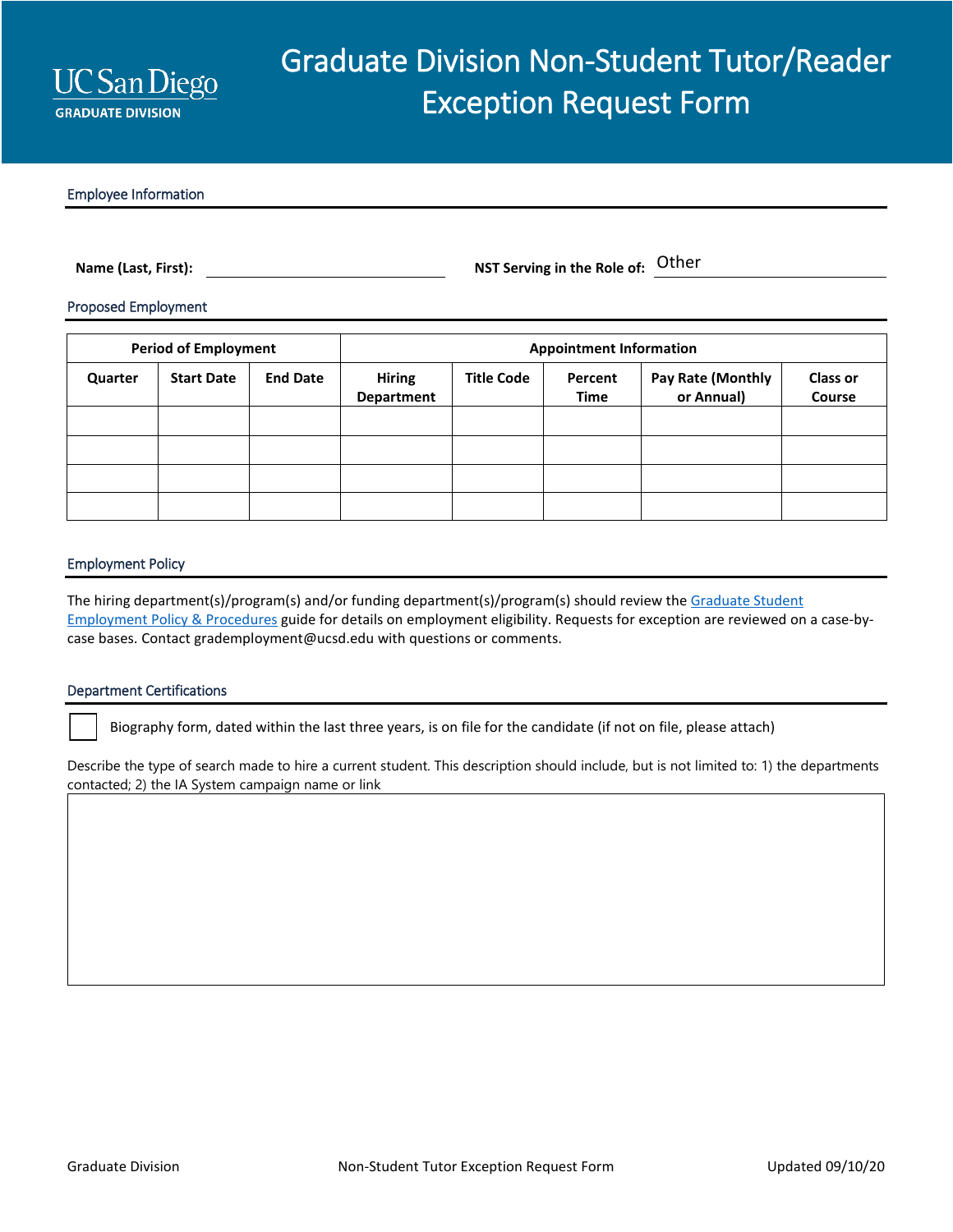UC San Diego
GRADUATE DIVISION

# Graduate Division Non-Student Tutor/Reader Exception Request Form

## Employee Information

**Name (Last, First):** ______________________ **NST Serving in the Role of:** Other

## Proposed Employment

| Period of Employment | | | Appointment Information | | | | |
|---|---|---|---|---|---|---|---|
| **Quarter** | **Start Date** | **End Date** | **Hiring Department** | **Title Code** | **Percent Time** | **Pay Rate (Monthly or Annual)** | **Class or Course** |
| | | | | | | | |
| | | | | | | | |
| | | | | | | | |
| | | | | | | | |

## Employment Policy

The hiring department(s)/program(s) and/or funding department(s)/program(s) should review the [Graduate Student Employment Policy & Procedures] guide for details on employment eligibility. Requests for exception are reviewed on a case-by-case bases. Contact gradempoyment@ucsd.edu with questions or comments.

## Department Certifications

☐ Biography form, dated within the last three years, is on file for the candidate (if not on file, please attach)

Describe the type of search made to hire a current student. This description should include, but is not limited to: 1) the departments contacted; 2) the IA System campaign name or link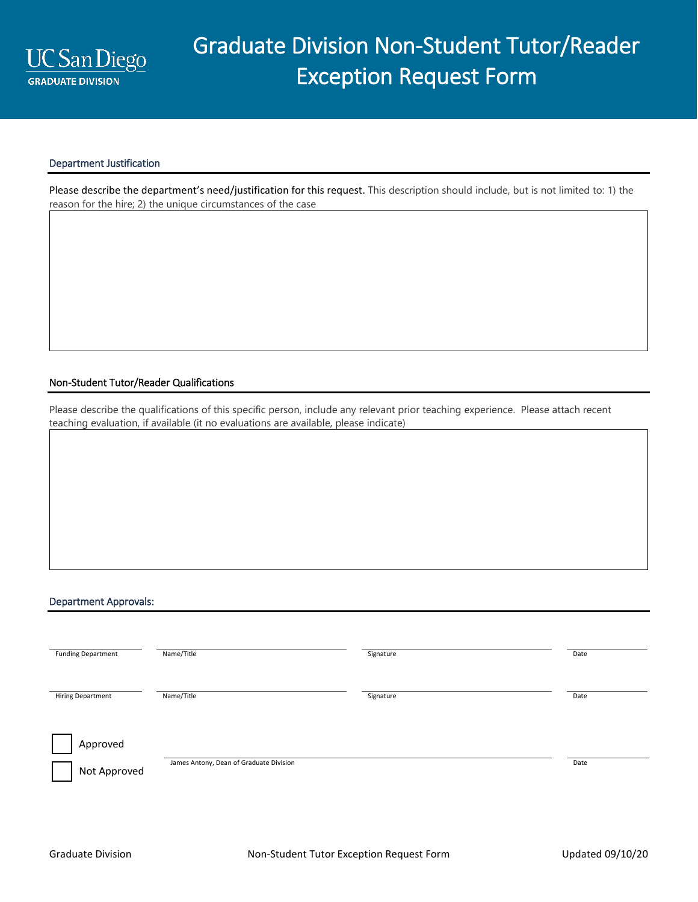UC San Diego
GRADUATE DIVISION

# Graduate Division Non-Student Tutor/Reader Exception Request Form

## Department Justification

Please describe the department's need/justification for this request. This description should include, but is not limited to: 1) the reason for the hire; 2) the unique circumstances of the case

## Non-Student Tutor/Reader Qualifications

Please describe the qualifications of this specific person, include any relevant prior teaching experience. Please attach recent teaching evaluation, if available (it no evaluations are available, please indicate)

## Department Approvals:

| | | | |
|---|---|---|---|
| Funding Department | Name/Title | Signature | Date |
| Hiring Department | Name/Title | Signature | Date |

☐ Approved

☐ Not Approved

James Antony, Dean of Graduate Division — Date